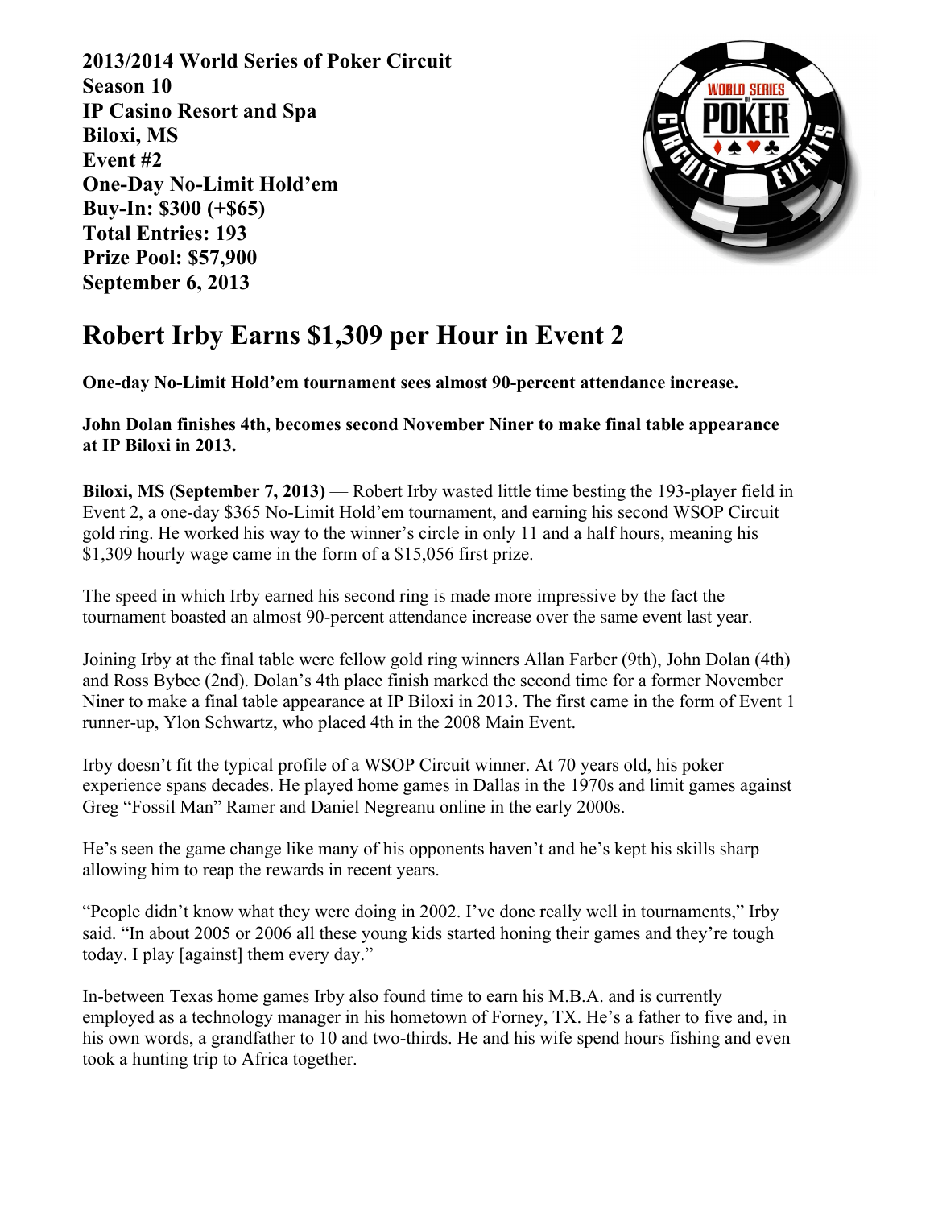**2013/2014 World Series of Poker Circuit**
**Season 10**
**IP Casino Resort and Spa**
**Biloxi, MS**
**Event #2**
**One-Day No-Limit Hold'em**
**Buy-In: $300 (+$65)**
**Total Entries: 193**
**Prize Pool: $57,900**
**September 6, 2013**

# Robert Irby Earns $1,309 per Hour in Event 2

**One-day No-Limit Hold'em tournament sees almost 90-percent attendance increase.**

**John Dolan finishes 4th, becomes second November Niner to make final table appearance at IP Biloxi in 2013.**

**Biloxi, MS (September 7, 2013)** — Robert Irby wasted little time besting the 193-player field in Event 2, a one-day $365 No-Limit Hold'em tournament, and earning his second WSOP Circuit gold ring. He worked his way to the winner's circle in only 11 and a half hours, meaning his $1,309 hourly wage came in the form of a $15,056 first prize.

The speed in which Irby earned his second ring is made more impressive by the fact the tournament boasted an almost 90-percent attendance increase over the same event last year.

Joining Irby at the final table were fellow gold ring winners Allan Farber (9th), John Dolan (4th) and Ross Bybee (2nd). Dolan's 4th place finish marked the second time for a former November Niner to make a final table appearance at IP Biloxi in 2013. The first came in the form of Event 1 runner-up, Ylon Schwartz, who placed 4th in the 2008 Main Event.

Irby doesn't fit the typical profile of a WSOP Circuit winner. At 70 years old, his poker experience spans decades. He played home games in Dallas in the 1970s and limit games against Greg "Fossil Man" Ramer and Daniel Negreanu online in the early 2000s.

He's seen the game change like many of his opponents haven't and he's kept his skills sharp allowing him to reap the rewards in recent years.

"People didn't know what they were doing in 2002. I've done really well in tournaments," Irby said. "In about 2005 or 2006 all these young kids started honing their games and they're tough today. I play [against] them every day."

In-between Texas home games Irby also found time to earn his M.B.A. and is currently employed as a technology manager in his hometown of Forney, TX. He's a father to five and, in his own words, a grandfather to 10 and two-thirds. He and his wife spend hours fishing and even took a hunting trip to Africa together.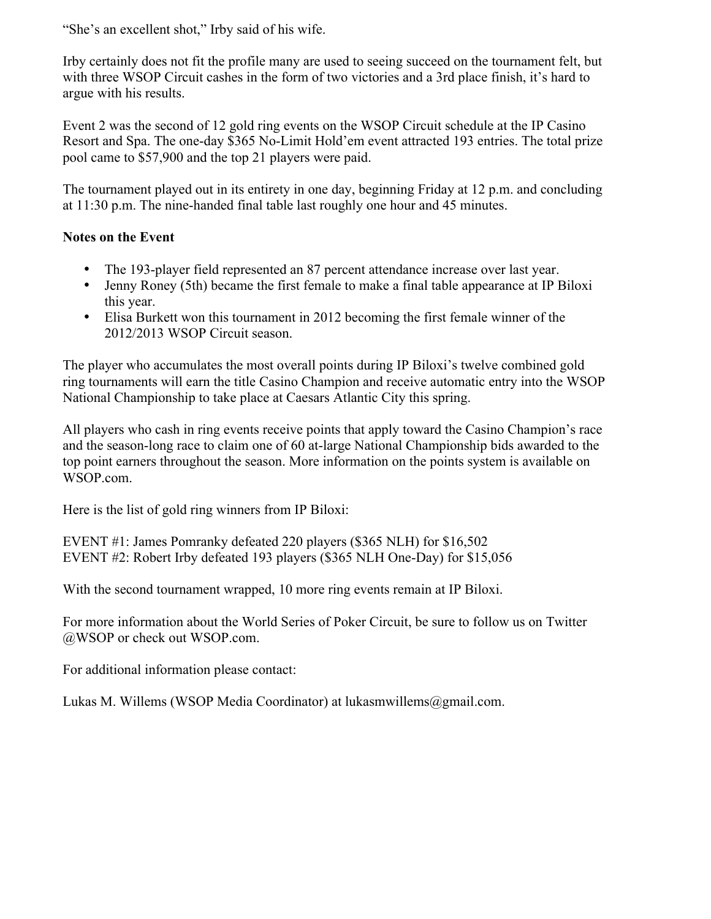"She's an excellent shot," Irby said of his wife.

Irby certainly does not fit the profile many are used to seeing succeed on the tournament felt, but with three WSOP Circuit cashes in the form of two victories and a 3rd place finish, it's hard to argue with his results.

Event 2 was the second of 12 gold ring events on the WSOP Circuit schedule at the IP Casino Resort and Spa. The one-day $365 No-Limit Hold'em event attracted 193 entries. The total prize pool came to $57,900 and the top 21 players were paid.

The tournament played out in its entirety in one day, beginning Friday at 12 p.m. and concluding at 11:30 p.m. The nine-handed final table last roughly one hour and 45 minutes.

**Notes on the Event**

- The 193-player field represented an 87 percent attendance increase over last year.
- Jenny Roney (5th) became the first female to make a final table appearance at IP Biloxi this year.
- Elisa Burkett won this tournament in 2012 becoming the first female winner of the 2012/2013 WSOP Circuit season.

The player who accumulates the most overall points during IP Biloxi's twelve combined gold ring tournaments will earn the title Casino Champion and receive automatic entry into the WSOP National Championship to take place at Caesars Atlantic City this spring.

All players who cash in ring events receive points that apply toward the Casino Champion's race and the season-long race to claim one of 60 at-large National Championship bids awarded to the top point earners throughout the season. More information on the points system is available on WSOP.com.

Here is the list of gold ring winners from IP Biloxi:

EVENT #1: James Pomranky defeated 220 players ($365 NLH) for $16,502
EVENT #2: Robert Irby defeated 193 players ($365 NLH One-Day) for $15,056

With the second tournament wrapped, 10 more ring events remain at IP Biloxi.

For more information about the World Series of Poker Circuit, be sure to follow us on Twitter @WSOP or check out WSOP.com.

For additional information please contact:

Lukas M. Willems (WSOP Media Coordinator) at lukasmwillems@gmail.com.